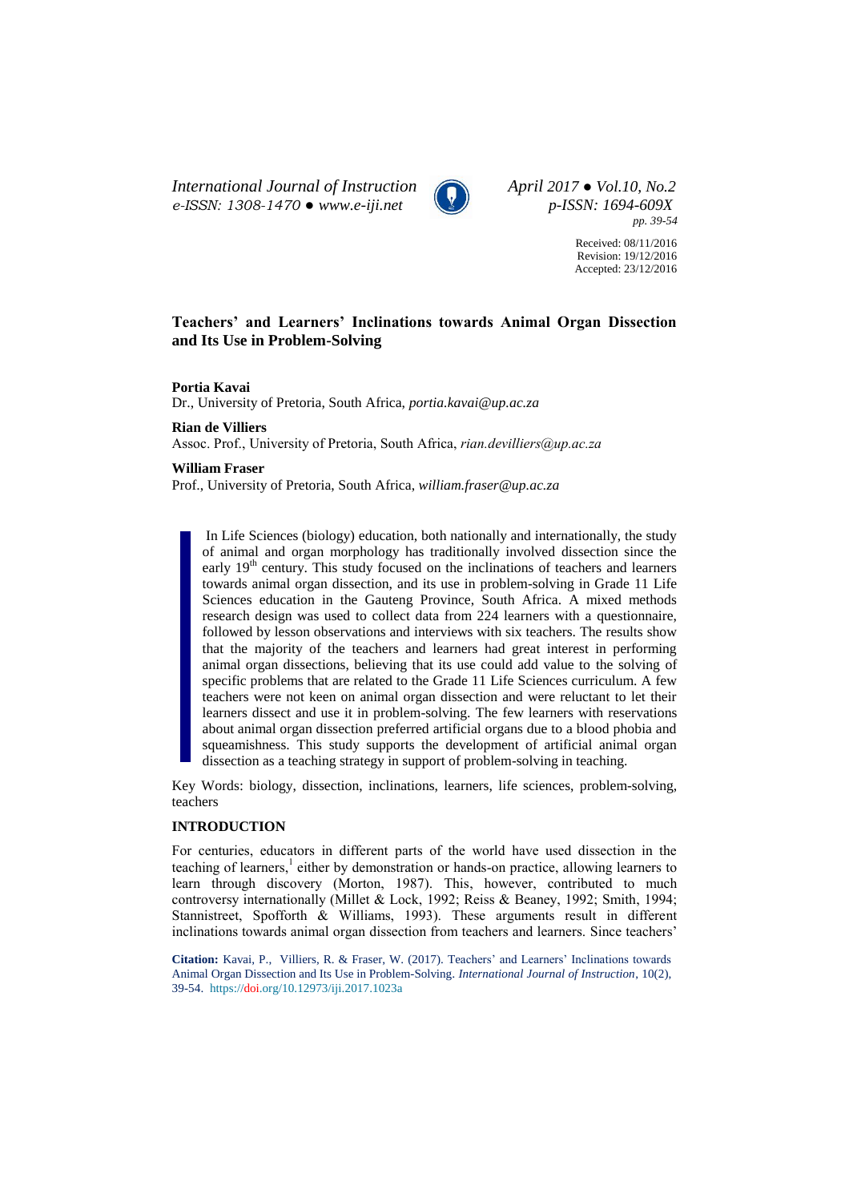*International Journal of Instruction*
*e-ISSN: 1308-1470 ● www.e-iji.net*

*April 2017 ● Vol.10, No.2*
*p-ISSN: 1694-609X*
*pp. 39-54*

Received: 08/11/2016
Revision: 19/12/2016
Accepted: 23/12/2016

# Teachers' and Learners' Inclinations towards Animal Organ Dissection and Its Use in Problem-Solving

**Portia Kavai**
Dr., University of Pretoria, South Africa, *portia.kavai@up.ac.za*

**Rian de Villiers**
Assoc. Prof., University of Pretoria, South Africa, *rian.devilliers@up.ac.za*

**William Fraser**
Prof., University of Pretoria, South Africa, *william.fraser@up.ac.za*

In Life Sciences (biology) education, both nationally and internationally, the study of animal and organ morphology has traditionally involved dissection since the early 19th century. This study focused on the inclinations of teachers and learners towards animal organ dissection, and its use in problem-solving in Grade 11 Life Sciences education in the Gauteng Province, South Africa. A mixed methods research design was used to collect data from 224 learners with a questionnaire, followed by lesson observations and interviews with six teachers. The results show that the majority of the teachers and learners had great interest in performing animal organ dissections, believing that its use could add value to the solving of specific problems that are related to the Grade 11 Life Sciences curriculum. A few teachers were not keen on animal organ dissection and were reluctant to let their learners dissect and use it in problem-solving. The few learners with reservations about animal organ dissection preferred artificial organs due to a blood phobia and squeamishness. This study supports the development of artificial animal organ dissection as a teaching strategy in support of problem-solving in teaching.

Key Words: biology, dissection, inclinations, learners, life sciences, problem-solving, teachers

## INTRODUCTION

For centuries, educators in different parts of the world have used dissection in the teaching of learners,[1] either by demonstration or hands-on practice, allowing learners to learn through discovery (Morton, 1987). This, however, contributed to much controversy internationally (Millet & Lock, 1992; Reiss & Beaney, 1992; Smith, 1994; Stannistreet, Spofforth & Williams, 1993). These arguments result in different inclinations towards animal organ dissection from teachers and learners. Since teachers'

**Citation:** Kavai, P., Villiers, R. & Fraser, W. (2017). Teachers' and Learners' Inclinations towards Animal Organ Dissection and Its Use in Problem-Solving. *International Journal of Instruction*, 10(2), 39-54. https://doi.org/10.12973/iji.2017.1023a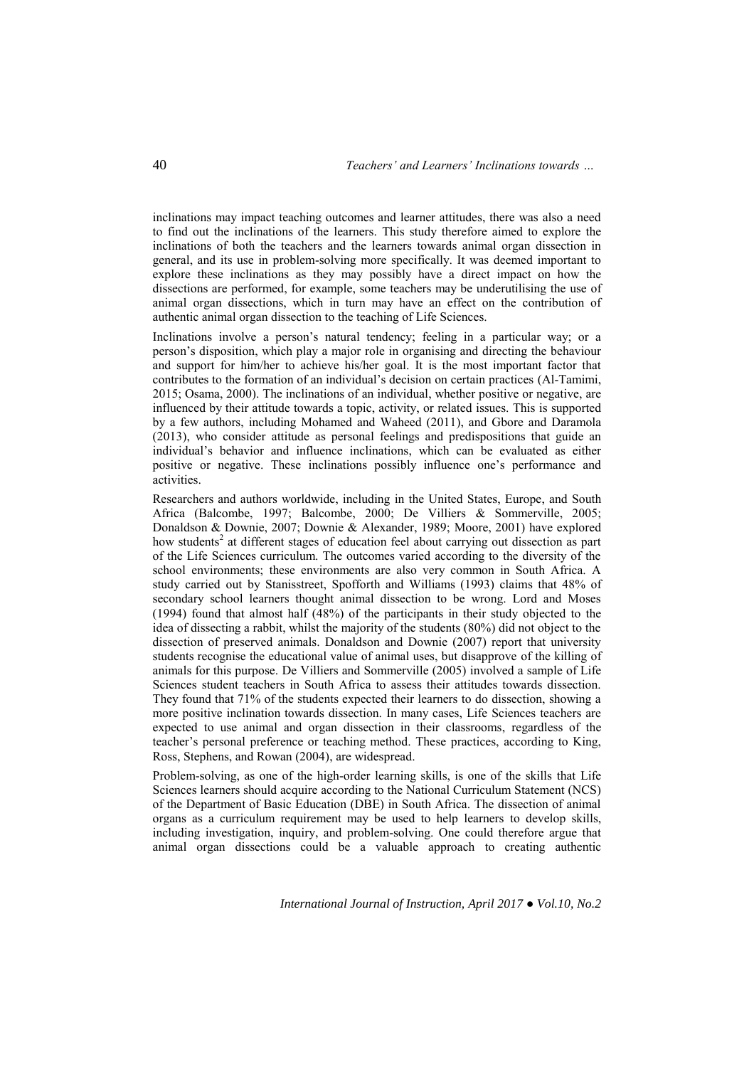inclinations may impact teaching outcomes and learner attitudes, there was also a need to find out the inclinations of the learners. This study therefore aimed to explore the inclinations of both the teachers and the learners towards animal organ dissection in general, and its use in problem-solving more specifically. It was deemed important to explore these inclinations as they may possibly have a direct impact on how the dissections are performed, for example, some teachers may be underutilising the use of animal organ dissections, which in turn may have an effect on the contribution of authentic animal organ dissection to the teaching of Life Sciences.

Inclinations involve a person's natural tendency; feeling in a particular way; or a person's disposition, which play a major role in organising and directing the behaviour and support for him/her to achieve his/her goal. It is the most important factor that contributes to the formation of an individual's decision on certain practices (Al-Tamimi, 2015; Osama, 2000). The inclinations of an individual, whether positive or negative, are influenced by their attitude towards a topic, activity, or related issues. This is supported by a few authors, including Mohamed and Waheed (2011), and Gbore and Daramola (2013), who consider attitude as personal feelings and predispositions that guide an individual's behavior and influence inclinations, which can be evaluated as either positive or negative. These inclinations possibly influence one's performance and activities.

Researchers and authors worldwide, including in the United States, Europe, and South Africa (Balcombe, 1997; Balcombe, 2000; De Villiers & Sommerville, 2005; Donaldson & Downie, 2007; Downie & Alexander, 1989; Moore, 2001) have explored how students[2] at different stages of education feel about carrying out dissection as part of the Life Sciences curriculum. The outcomes varied according to the diversity of the school environments; these environments are also very common in South Africa. A study carried out by Stanisstreet, Spofforth and Williams (1993) claims that 48% of secondary school learners thought animal dissection to be wrong. Lord and Moses (1994) found that almost half (48%) of the participants in their study objected to the idea of dissecting a rabbit, whilst the majority of the students (80%) did not object to the dissection of preserved animals. Donaldson and Downie (2007) report that university students recognise the educational value of animal uses, but disapprove of the killing of animals for this purpose. De Villiers and Sommerville (2005) involved a sample of Life Sciences student teachers in South Africa to assess their attitudes towards dissection. They found that 71% of the students expected their learners to do dissection, showing a more positive inclination towards dissection. In many cases, Life Sciences teachers are expected to use animal and organ dissection in their classrooms, regardless of the teacher's personal preference or teaching method. These practices, according to King, Ross, Stephens, and Rowan (2004), are widespread.

Problem-solving, as one of the high-order learning skills, is one of the skills that Life Sciences learners should acquire according to the National Curriculum Statement (NCS) of the Department of Basic Education (DBE) in South Africa. The dissection of animal organs as a curriculum requirement may be used to help learners to develop skills, including investigation, inquiry, and problem-solving. One could therefore argue that animal organ dissections could be a valuable approach to creating authentic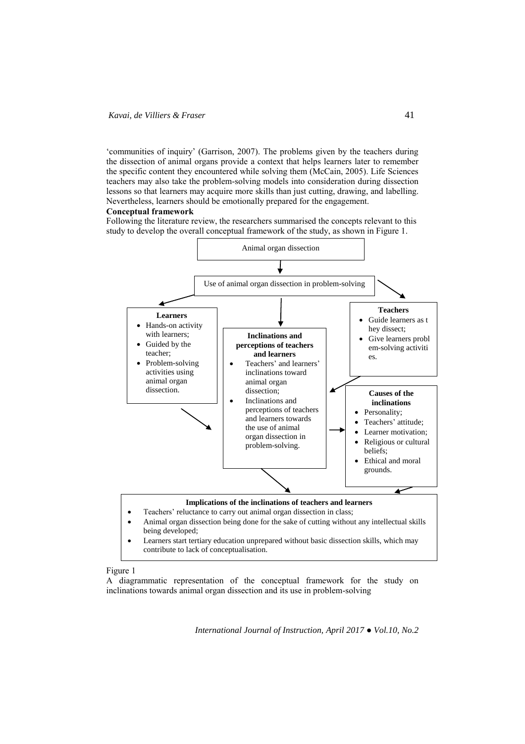'communities of inquiry' (Garrison, 2007). The problems given by the teachers during the dissection of animal organs provide a context that helps learners later to remember the specific content they encountered while solving them (McCain, 2005). Life Sciences teachers may also take the problem-solving models into consideration during dissection lessons so that learners may acquire more skills than just cutting, drawing, and labelling. Nevertheless, learners should be emotionally prepared for the engagement.

**Conceptual framework**

Following the literature review, the researchers summarised the concepts relevant to this study to develop the overall conceptual framework of the study, as shown in Figure 1.

Animal organ dissection

Use of animal organ dissection in problem-solving

**Learners**

- Hands-on activity with learners;
- Guided by the teacher;
- Problem-solving activities using animal organ dissection.

**Inclinations and perceptions of teachers and learners**

- Teachers' and learners' inclinations toward animal organ dissection;
- Inclinations and perceptions of teachers and learners towards the use of animal organ dissection in problem-solving.

**Teachers**

- Guide learners as t hey dissect;
- Give learners probl em-solving activiti es.

**Causes of the inclinations**

- Personality;
- Teachers' attitude;
- Learner motivation;
- Religious or cultural beliefs;
- Ethical and moral grounds.

**Implications of the inclinations of teachers and learners**

- Teachers' reluctance to carry out animal organ dissection in class;
- Animal organ dissection being done for the sake of cutting without any intellectual skills being developed;
- Learners start tertiary education unprepared without basic dissection skills, which may contribute to lack of conceptualisation.

Figure 1

A diagrammatic representation of the conceptual framework for the study on inclinations towards animal organ dissection and its use in problem-solving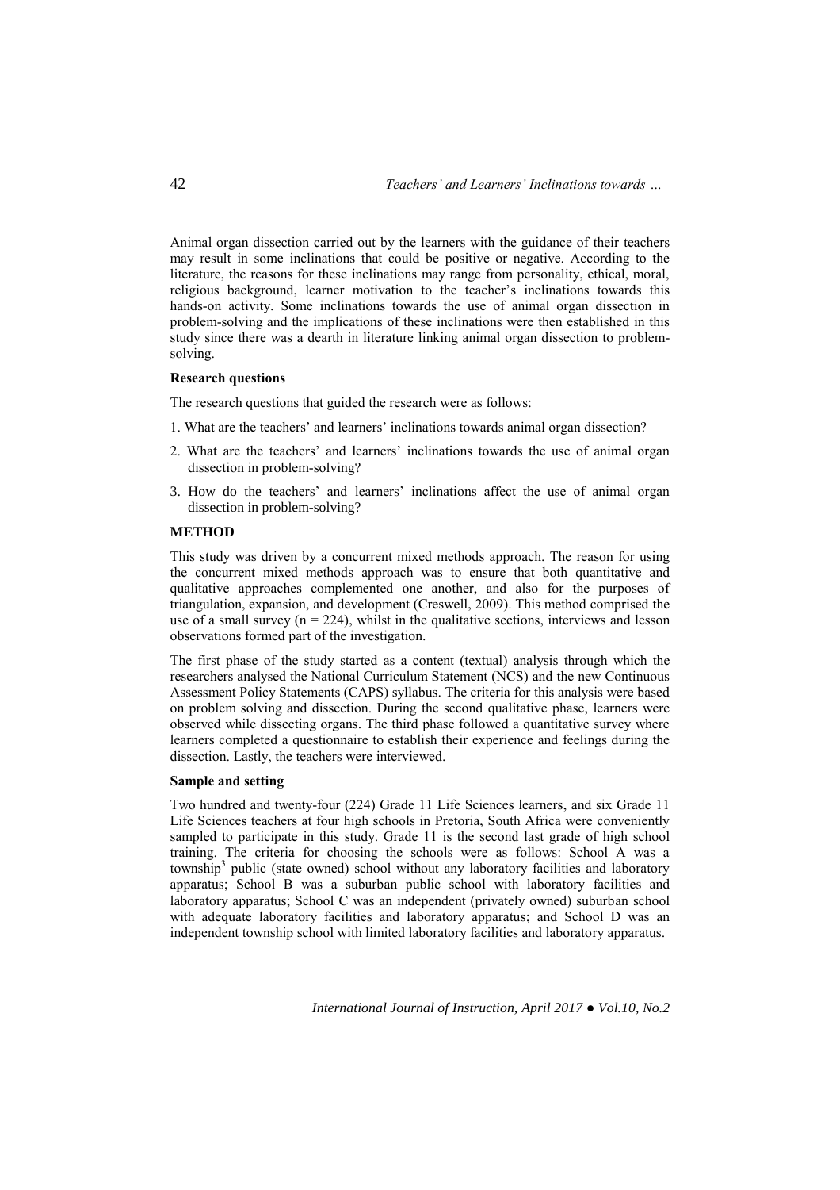Animal organ dissection carried out by the learners with the guidance of their teachers may result in some inclinations that could be positive or negative. According to the literature, the reasons for these inclinations may range from personality, ethical, moral, religious background, learner motivation to the teacher's inclinations towards this hands-on activity. Some inclinations towards the use of animal organ dissection in problem-solving and the implications of these inclinations were then established in this study since there was a dearth in literature linking animal organ dissection to problem-solving.

**Research questions**

The research questions that guided the research were as follows:

1. What are the teachers' and learners' inclinations towards animal organ dissection?
2. What are the teachers' and learners' inclinations towards the use of animal organ dissection in problem-solving?
3. How do the teachers' and learners' inclinations affect the use of animal organ dissection in problem-solving?

## METHOD

This study was driven by a concurrent mixed methods approach. The reason for using the concurrent mixed methods approach was to ensure that both quantitative and qualitative approaches complemented one another, and also for the purposes of triangulation, expansion, and development (Creswell, 2009). This method comprised the use of a small survey ($n = 224$), whilst in the qualitative sections, interviews and lesson observations formed part of the investigation.

The first phase of the study started as a content (textual) analysis through which the researchers analysed the National Curriculum Statement (NCS) and the new Continuous Assessment Policy Statements (CAPS) syllabus. The criteria for this analysis were based on problem solving and dissection. During the second qualitative phase, learners were observed while dissecting organs. The third phase followed a quantitative survey where learners completed a questionnaire to establish their experience and feelings during the dissection. Lastly, the teachers were interviewed.

**Sample and setting**

Two hundred and twenty-four (224) Grade 11 Life Sciences learners, and six Grade 11 Life Sciences teachers at four high schools in Pretoria, South Africa were conveniently sampled to participate in this study. Grade 11 is the second last grade of high school training. The criteria for choosing the schools were as follows: School A was a township[3] public (state owned) school without any laboratory facilities and laboratory apparatus; School B was a suburban public school with laboratory facilities and laboratory apparatus; School C was an independent (privately owned) suburban school with adequate laboratory facilities and laboratory apparatus; and School D was an independent township school with limited laboratory facilities and laboratory apparatus.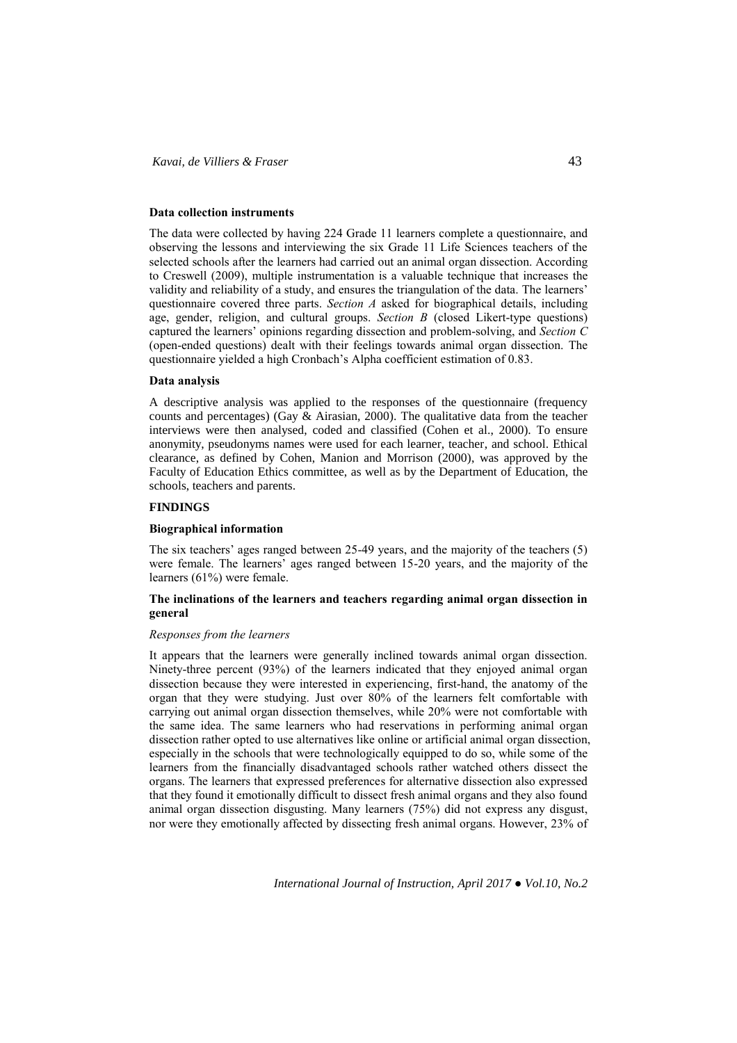**Data collection instruments**

The data were collected by having 224 Grade 11 learners complete a questionnaire, and observing the lessons and interviewing the six Grade 11 Life Sciences teachers of the selected schools after the learners had carried out an animal organ dissection. According to Creswell (2009), multiple instrumentation is a valuable technique that increases the validity and reliability of a study, and ensures the triangulation of the data. The learners' questionnaire covered three parts. *Section A* asked for biographical details, including age, gender, religion, and cultural groups. *Section B* (closed Likert-type questions) captured the learners' opinions regarding dissection and problem-solving, and *Section C* (open-ended questions) dealt with their feelings towards animal organ dissection. The questionnaire yielded a high Cronbach's Alpha coefficient estimation of 0.83.

**Data analysis**

A descriptive analysis was applied to the responses of the questionnaire (frequency counts and percentages) (Gay & Airasian, 2000). The qualitative data from the teacher interviews were then analysed, coded and classified (Cohen et al., 2000). To ensure anonymity, pseudonyms names were used for each learner, teacher, and school. Ethical clearance, as defined by Cohen, Manion and Morrison (2000), was approved by the Faculty of Education Ethics committee, as well as by the Department of Education, the schools, teachers and parents.

## FINDINGS

**Biographical information**

The six teachers' ages ranged between 25-49 years, and the majority of the teachers (5) were female. The learners' ages ranged between 15-20 years, and the majority of the learners (61%) were female.

**The inclinations of the learners and teachers regarding animal organ dissection in general**

*Responses from the learners*

It appears that the learners were generally inclined towards animal organ dissection. Ninety-three percent (93%) of the learners indicated that they enjoyed animal organ dissection because they were interested in experiencing, first-hand, the anatomy of the organ that they were studying. Just over 80% of the learners felt comfortable with carrying out animal organ dissection themselves, while 20% were not comfortable with the same idea. The same learners who had reservations in performing animal organ dissection rather opted to use alternatives like online or artificial animal organ dissection, especially in the schools that were technologically equipped to do so, while some of the learners from the financially disadvantaged schools rather watched others dissect the organs. The learners that expressed preferences for alternative dissection also expressed that they found it emotionally difficult to dissect fresh animal organs and they also found animal organ dissection disgusting. Many learners (75%) did not express any disgust, nor were they emotionally affected by dissecting fresh animal organs. However, 23% of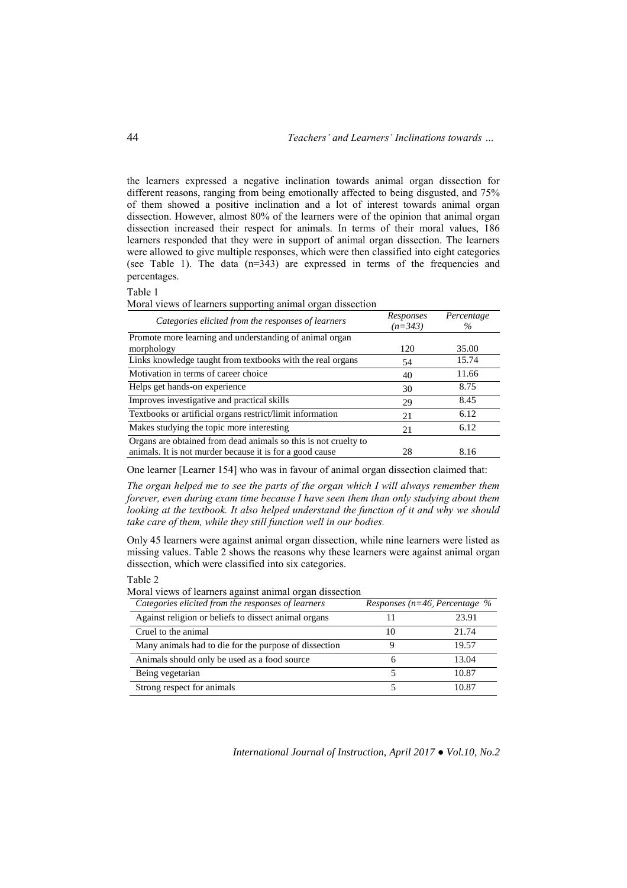the learners expressed a negative inclination towards animal organ dissection for different reasons, ranging from being emotionally affected to being disgusted, and 75% of them showed a positive inclination and a lot of interest towards animal organ dissection. However, almost 80% of the learners were of the opinion that animal organ dissection increased their respect for animals. In terms of their moral values, 186 learners responded that they were in support of animal organ dissection. The learners were allowed to give multiple responses, which were then classified into eight categories (see Table 1). The data (n=343) are expressed in terms of the frequencies and percentages.

Table 1

Moral views of learners supporting animal organ dissection

| *Categories elicited from the responses of learners* | *Responses (n=343)* | *Percentage %* |
|---|---|---|
| Promote more learning and understanding of animal organ morphology | 120 | 35.00 |
| Links knowledge taught from textbooks with the real organs | 54 | 15.74 |
| Motivation in terms of career choice | 40 | 11.66 |
| Helps get hands-on experience | 30 | 8.75 |
| Improves investigative and practical skills | 29 | 8.45 |
| Textbooks or artificial organs restrict/limit information | 21 | 6.12 |
| Makes studying the topic more interesting | 21 | 6.12 |
| Organs are obtained from dead animals so this is not cruelty to animals. It is not murder because it is for a good cause | 28 | 8.16 |

One learner [Learner 154] who was in favour of animal organ dissection claimed that:

*The organ helped me to see the parts of the organ which I will always remember them forever, even during exam time because I have seen them than only studying about them looking at the textbook. It also helped understand the function of it and why we should take care of them, while they still function well in our bodies.*

Only 45 learners were against animal organ dissection, while nine learners were listed as missing values. Table 2 shows the reasons why these learners were against animal organ dissection, which were classified into six categories.

Table 2

Moral views of learners against animal organ dissection

| *Categories elicited from the responses of learners* | *Responses (n=46)* | *Percentage %* |
|---|---|---|
| Against religion or beliefs to dissect animal organs | 11 | 23.91 |
| Cruel to the animal | 10 | 21.74 |
| Many animals had to die for the purpose of dissection | 9 | 19.57 |
| Animals should only be used as a food source | 6 | 13.04 |
| Being vegetarian | 5 | 10.87 |
| Strong respect for animals | 5 | 10.87 |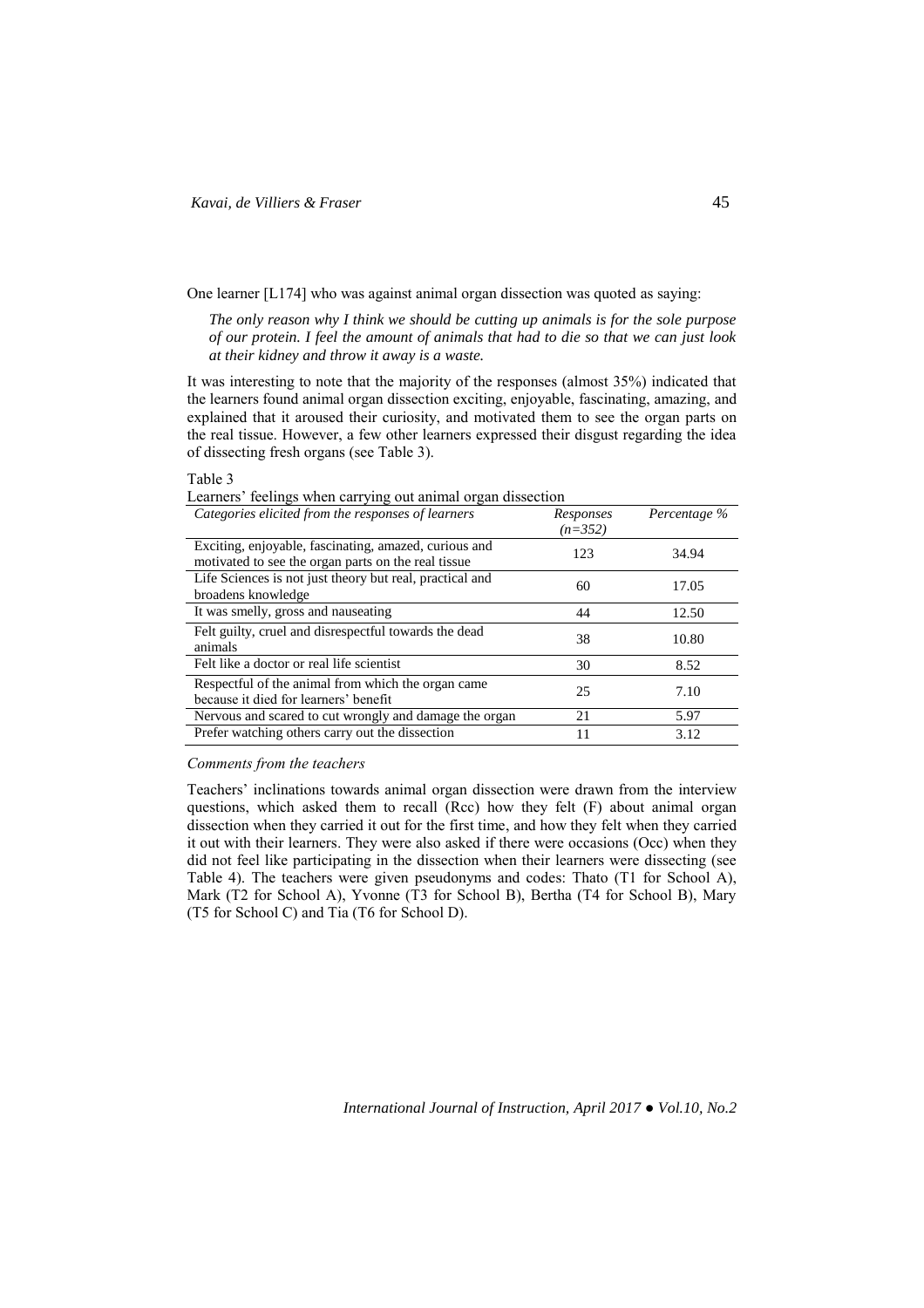One learner [L174] who was against animal organ dissection was quoted as saying:

> *The only reason why I think we should be cutting up animals is for the sole purpose of our protein. I feel the amount of animals that had to die so that we can just look at their kidney and throw it away is a waste.*

It was interesting to note that the majority of the responses (almost 35%) indicated that the learners found animal organ dissection exciting, enjoyable, fascinating, amazing, and explained that it aroused their curiosity, and motivated them to see the organ parts on the real tissue. However, a few other learners expressed their disgust regarding the idea of dissecting fresh organs (see Table 3).

Table 3

Learners' feelings when carrying out animal organ dissection

| *Categories elicited from the responses of learners* | *Responses (n=352)* | *Percentage %* |
|---|---|---|
| Exciting, enjoyable, fascinating, amazed, curious and motivated to see the organ parts on the real tissue | 123 | 34.94 |
| Life Sciences is not just theory but real, practical and broadens knowledge | 60 | 17.05 |
| It was smelly, gross and nauseating | 44 | 12.50 |
| Felt guilty, cruel and disrespectful towards the dead animals | 38 | 10.80 |
| Felt like a doctor or real life scientist | 30 | 8.52 |
| Respectful of the animal from which the organ came because it died for learners' benefit | 25 | 7.10 |
| Nervous and scared to cut wrongly and damage the organ | 21 | 5.97 |
| Prefer watching others carry out the dissection | 11 | 3.12 |

*Comments from the teachers*

Teachers' inclinations towards animal organ dissection were drawn from the interview questions, which asked them to recall (Rcc) how they felt (F) about animal organ dissection when they carried it out for the first time, and how they felt when they carried it out with their learners. They were also asked if there were occasions (Occ) when they did not feel like participating in the dissection when their learners were dissecting (see Table 4). The teachers were given pseudonyms and codes: Thato (T1 for School A), Mark (T2 for School A), Yvonne (T3 for School B), Bertha (T4 for School B), Mary (T5 for School C) and Tia (T6 for School D).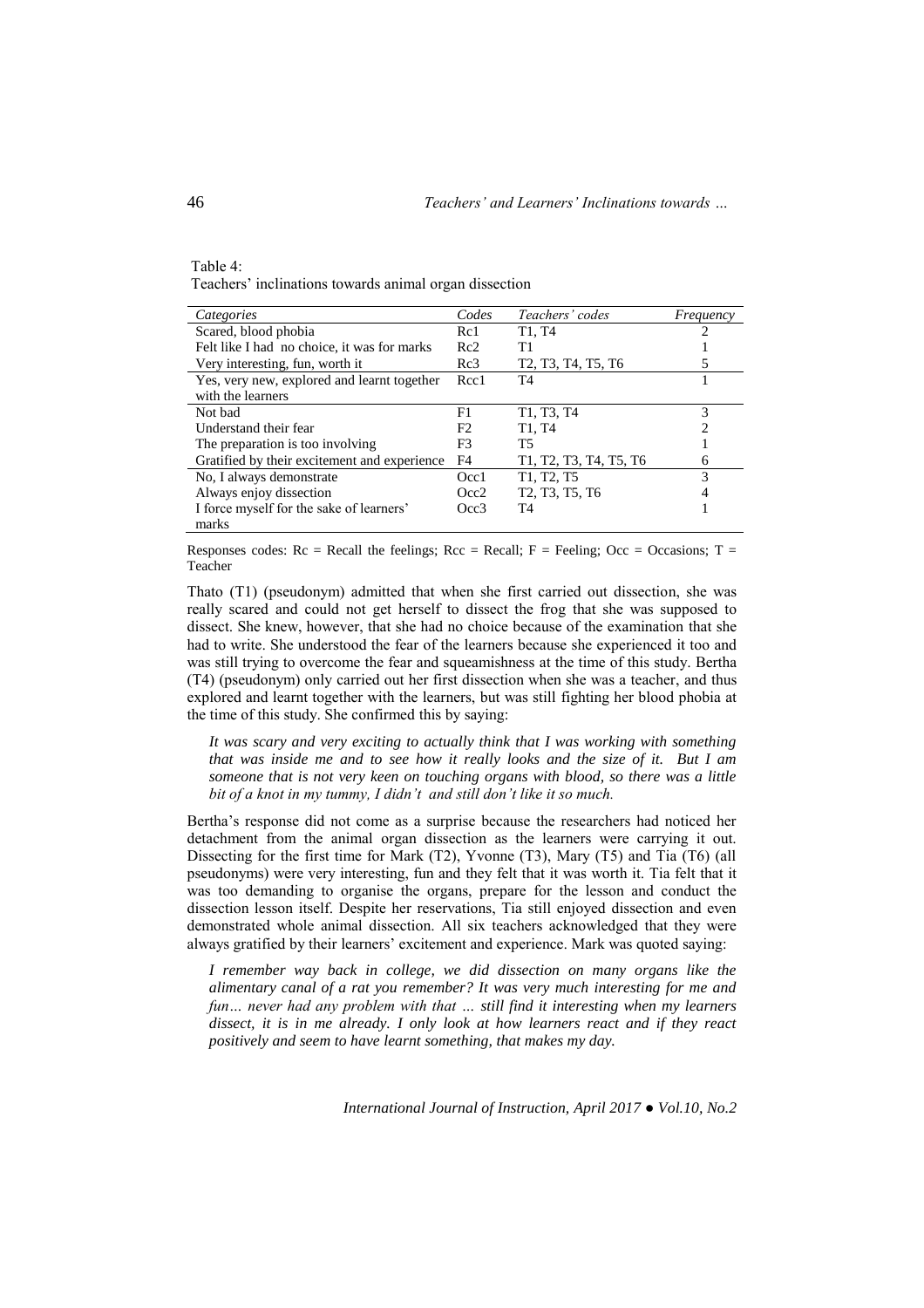Table 4:
Teachers' inclinations towards animal organ dissection

| *Categories* | *Codes* | *Teachers' codes* | *Frequency* |
|---|---|---|---|
| Scared, blood phobia | Rc1 | T1, T4 | 2 |
| Felt like I had no choice, it was for marks | Rc2 | T1 | 1 |
| Very interesting, fun, worth it | Rc3 | T2, T3, T4, T5, T6 | 5 |
| Yes, very new, explored and learnt together with the learners | Rcc1 | T4 | 1 |
| Not bad | F1 | T1, T3, T4 | 3 |
| Understand their fear | F2 | T1, T4 | 2 |
| The preparation is too involving | F3 | T5 | 1 |
| Gratified by their excitement and experience | F4 | T1, T2, T3, T4, T5, T6 | 6 |
| No, I always demonstrate | Occ1 | T1, T2, T5 | 3 |
| Always enjoy dissection | Occ2 | T2, T3, T5, T6 | 4 |
| I force myself for the sake of learners' marks | Occ3 | T4 | 1 |

Responses codes: Rc = Recall the feelings; Rcc = Recall; F = Feeling; Occ = Occasions; T = Teacher

Thato (T1) (pseudonym) admitted that when she first carried out dissection, she was really scared and could not get herself to dissect the frog that she was supposed to dissect. She knew, however, that she had no choice because of the examination that she had to write. She understood the fear of the learners because she experienced it too and was still trying to overcome the fear and squeamishness at the time of this study. Bertha (T4) (pseudonym) only carried out her first dissection when she was a teacher, and thus explored and learnt together with the learners, but was still fighting her blood phobia at the time of this study. She confirmed this by saying:

> *It was scary and very exciting to actually think that I was working with something that was inside me and to see how it really looks and the size of it. But I am someone that is not very keen on touching organs with blood, so there was a little bit of a knot in my tummy, I didn't and still don't like it so much.*

Bertha's response did not come as a surprise because the researchers had noticed her detachment from the animal organ dissection as the learners were carrying it out. Dissecting for the first time for Mark (T2), Yvonne (T3), Mary (T5) and Tia (T6) (all pseudonyms) were very interesting, fun and they felt that it was worth it. Tia felt that it was too demanding to organise the organs, prepare for the lesson and conduct the dissection lesson itself. Despite her reservations, Tia still enjoyed dissection and even demonstrated whole animal dissection. All six teachers acknowledged that they were always gratified by their learners' excitement and experience. Mark was quoted saying:

> *I remember way back in college, we did dissection on many organs like the alimentary canal of a rat you remember? It was very much interesting for me and fun… never had any problem with that … still find it interesting when my learners dissect, it is in me already. I only look at how learners react and if they react positively and seem to have learnt something, that makes my day.*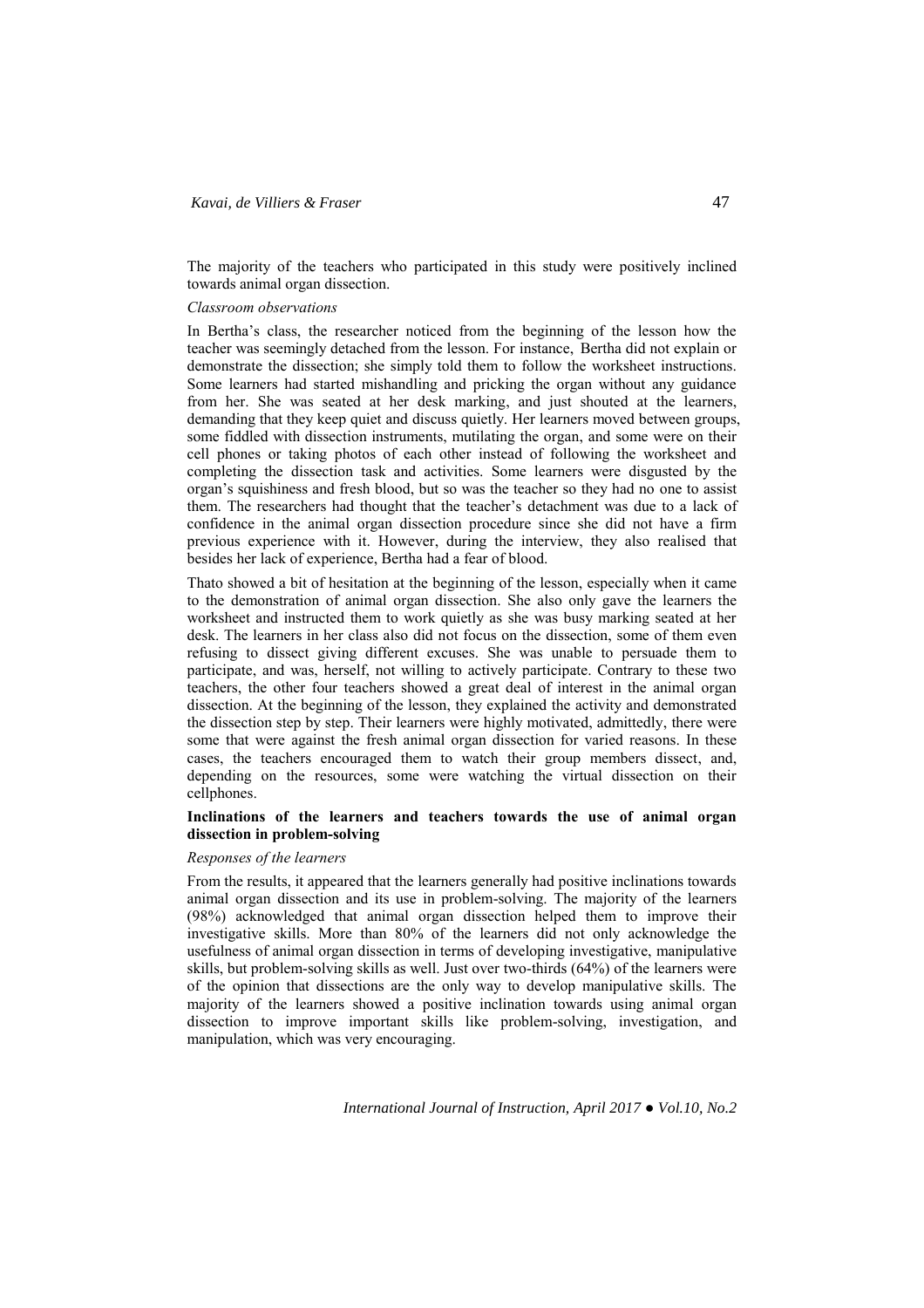The majority of the teachers who participated in this study were positively inclined towards animal organ dissection.

*Classroom observations*

In Bertha's class, the researcher noticed from the beginning of the lesson how the teacher was seemingly detached from the lesson. For instance, Bertha did not explain or demonstrate the dissection; she simply told them to follow the worksheet instructions. Some learners had started mishandling and pricking the organ without any guidance from her. She was seated at her desk marking, and just shouted at the learners, demanding that they keep quiet and discuss quietly. Her learners moved between groups, some fiddled with dissection instruments, mutilating the organ, and some were on their cell phones or taking photos of each other instead of following the worksheet and completing the dissection task and activities. Some learners were disgusted by the organ's squishiness and fresh blood, but so was the teacher so they had no one to assist them. The researchers had thought that the teacher's detachment was due to a lack of confidence in the animal organ dissection procedure since she did not have a firm previous experience with it. However, during the interview, they also realised that besides her lack of experience, Bertha had a fear of blood.

Thato showed a bit of hesitation at the beginning of the lesson, especially when it came to the demonstration of animal organ dissection. She also only gave the learners the worksheet and instructed them to work quietly as she was busy marking seated at her desk. The learners in her class also did not focus on the dissection, some of them even refusing to dissect giving different excuses. She was unable to persuade them to participate, and was, herself, not willing to actively participate. Contrary to these two teachers, the other four teachers showed a great deal of interest in the animal organ dissection. At the beginning of the lesson, they explained the activity and demonstrated the dissection step by step. Their learners were highly motivated, admittedly, there were some that were against the fresh animal organ dissection for varied reasons. In these cases, the teachers encouraged them to watch their group members dissect, and, depending on the resources, some were watching the virtual dissection on their cellphones.

**Inclinations of the learners and teachers towards the use of animal organ dissection in problem-solving**

*Responses of the learners*

From the results, it appeared that the learners generally had positive inclinations towards animal organ dissection and its use in problem-solving. The majority of the learners (98%) acknowledged that animal organ dissection helped them to improve their investigative skills. More than 80% of the learners did not only acknowledge the usefulness of animal organ dissection in terms of developing investigative, manipulative skills, but problem-solving skills as well. Just over two-thirds (64%) of the learners were of the opinion that dissections are the only way to develop manipulative skills. The majority of the learners showed a positive inclination towards using animal organ dissection to improve important skills like problem-solving, investigation, and manipulation, which was very encouraging.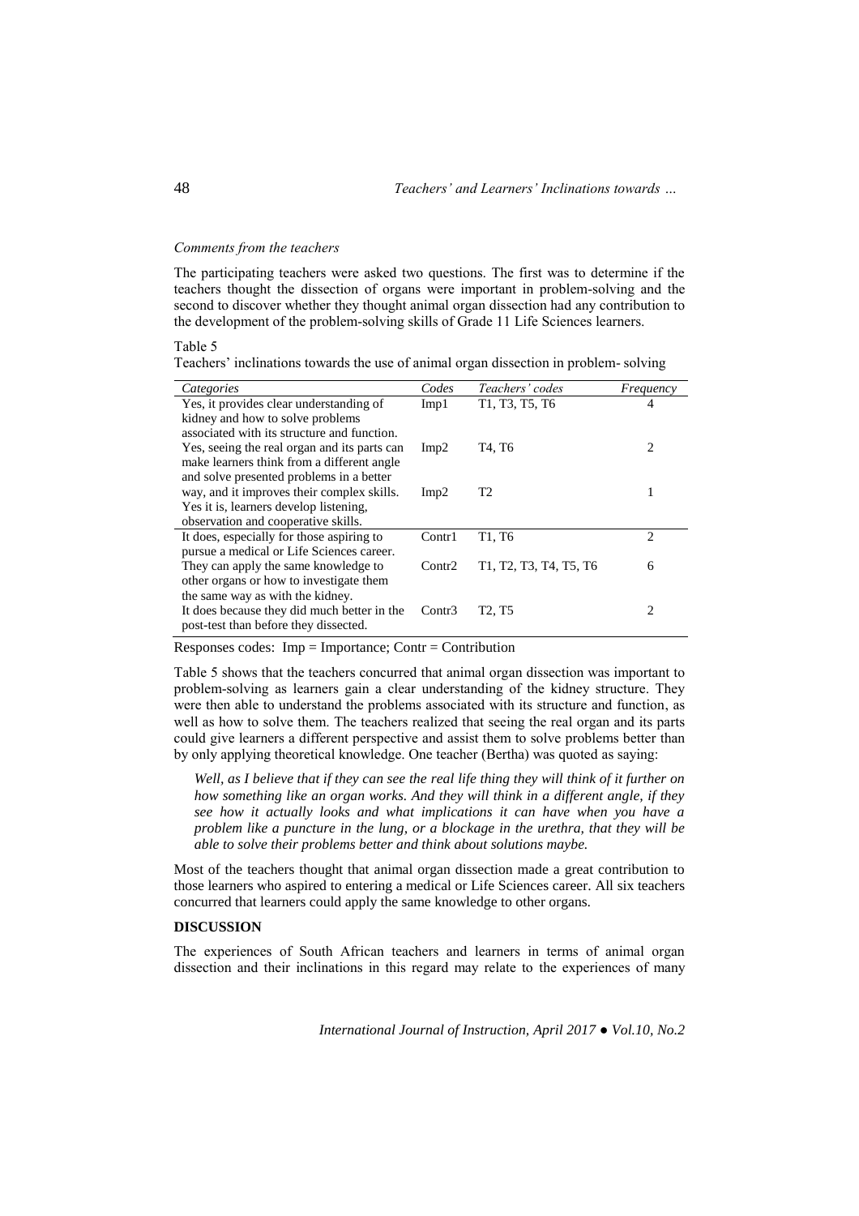*Comments from the teachers*

The participating teachers were asked two questions. The first was to determine if the teachers thought the dissection of organs were important in problem-solving and the second to discover whether they thought animal organ dissection had any contribution to the development of the problem-solving skills of Grade 11 Life Sciences learners.

Table 5
Teachers' inclinations towards the use of animal organ dissection in problem- solving

| *Categories* | *Codes* | *Teachers' codes* | *Frequency* |
|---|---|---|---|
| Yes, it provides clear understanding of kidney and how to solve problems associated with its structure and function. | Imp1 | T1, T3, T5, T6 | 4 |
| Yes, seeing the real organ and its parts can make learners think from a different angle and solve presented problems in a better way, and it improves their complex skills. | Imp2 | T4, T6 | 2 |
| Yes it is, learners develop listening, observation and cooperative skills. | Imp2 | T2 | 1 |
| It does, especially for those aspiring to pursue a medical or Life Sciences career. | Contr1 | T1, T6 | 2 |
| They can apply the same knowledge to other organs or how to investigate them the same way as with the kidney. | Contr2 | T1, T2, T3, T4, T5, T6 | 6 |
| It does because they did much better in the post-test than before they dissected. | Contr3 | T2, T5 | 2 |

Responses codes: Imp = Importance; Contr = Contribution

Table 5 shows that the teachers concurred that animal organ dissection was important to problem-solving as learners gain a clear understanding of the kidney structure. They were then able to understand the problems associated with its structure and function, as well as how to solve them. The teachers realized that seeing the real organ and its parts could give learners a different perspective and assist them to solve problems better than by only applying theoretical knowledge. One teacher (Bertha) was quoted as saying:

> *Well, as I believe that if they can see the real life thing they will think of it further on how something like an organ works. And they will think in a different angle, if they see how it actually looks and what implications it can have when you have a problem like a puncture in the lung, or a blockage in the urethra, that they will be able to solve their problems better and think about solutions maybe.*

Most of the teachers thought that animal organ dissection made a great contribution to those learners who aspired to entering a medical or Life Sciences career. All six teachers concurred that learners could apply the same knowledge to other organs.

## DISCUSSION

The experiences of South African teachers and learners in terms of animal organ dissection and their inclinations in this regard may relate to the experiences of many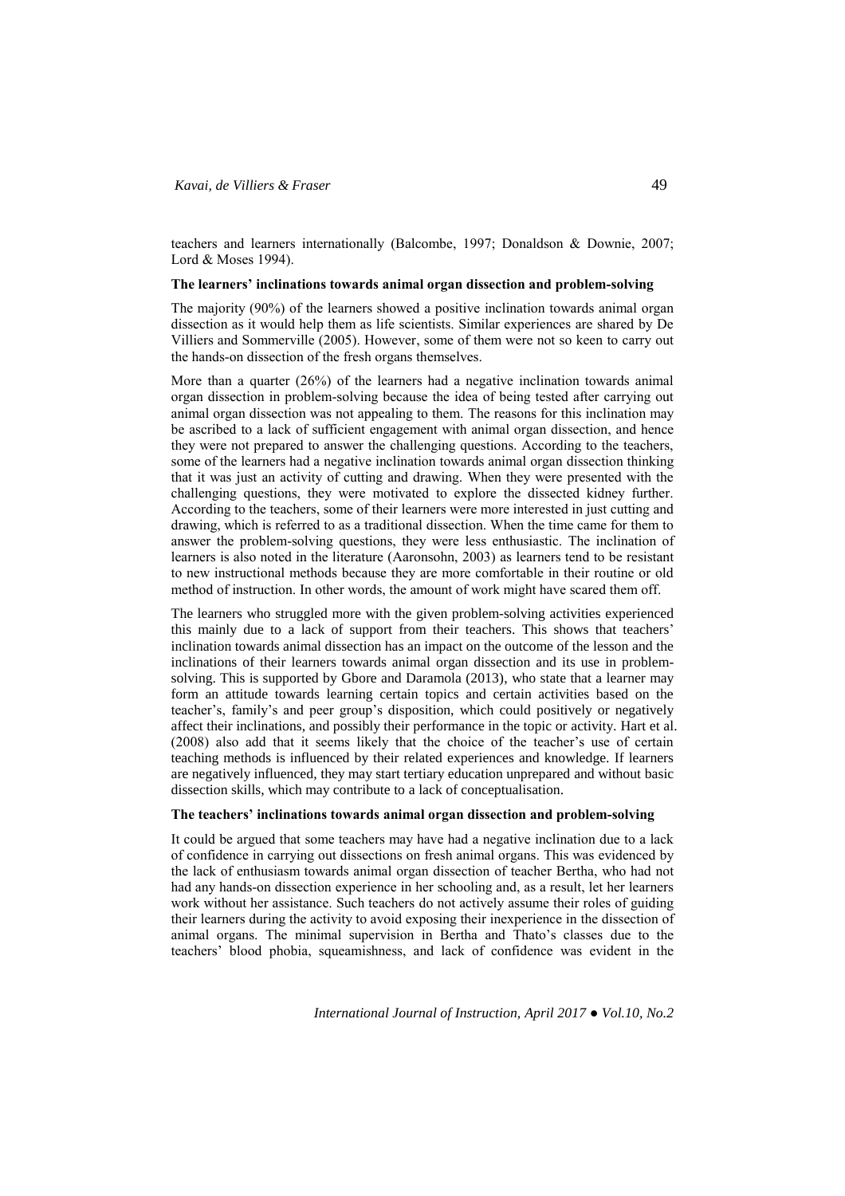teachers and learners internationally (Balcombe, 1997; Donaldson & Downie, 2007; Lord & Moses 1994).

**The learners' inclinations towards animal organ dissection and problem-solving**

The majority (90%) of the learners showed a positive inclination towards animal organ dissection as it would help them as life scientists. Similar experiences are shared by De Villiers and Sommerville (2005). However, some of them were not so keen to carry out the hands-on dissection of the fresh organs themselves.

More than a quarter (26%) of the learners had a negative inclination towards animal organ dissection in problem-solving because the idea of being tested after carrying out animal organ dissection was not appealing to them. The reasons for this inclination may be ascribed to a lack of sufficient engagement with animal organ dissection, and hence they were not prepared to answer the challenging questions. According to the teachers, some of the learners had a negative inclination towards animal organ dissection thinking that it was just an activity of cutting and drawing. When they were presented with the challenging questions, they were motivated to explore the dissected kidney further. According to the teachers, some of their learners were more interested in just cutting and drawing, which is referred to as a traditional dissection. When the time came for them to answer the problem-solving questions, they were less enthusiastic. The inclination of learners is also noted in the literature (Aaronsohn, 2003) as learners tend to be resistant to new instructional methods because they are more comfortable in their routine or old method of instruction. In other words, the amount of work might have scared them off.

The learners who struggled more with the given problem-solving activities experienced this mainly due to a lack of support from their teachers. This shows that teachers' inclination towards animal dissection has an impact on the outcome of the lesson and the inclinations of their learners towards animal organ dissection and its use in problem-solving. This is supported by Gbore and Daramola (2013), who state that a learner may form an attitude towards learning certain topics and certain activities based on the teacher's, family's and peer group's disposition, which could positively or negatively affect their inclinations, and possibly their performance in the topic or activity. Hart et al. (2008) also add that it seems likely that the choice of the teacher's use of certain teaching methods is influenced by their related experiences and knowledge. If learners are negatively influenced, they may start tertiary education unprepared and without basic dissection skills, which may contribute to a lack of conceptualisation.

**The teachers' inclinations towards animal organ dissection and problem-solving**

It could be argued that some teachers may have had a negative inclination due to a lack of confidence in carrying out dissections on fresh animal organs. This was evidenced by the lack of enthusiasm towards animal organ dissection of teacher Bertha, who had not had any hands-on dissection experience in her schooling and, as a result, let her learners work without her assistance. Such teachers do not actively assume their roles of guiding their learners during the activity to avoid exposing their inexperience in the dissection of animal organs. The minimal supervision in Bertha and Thato's classes due to the teachers' blood phobia, squeamishness, and lack of confidence was evident in the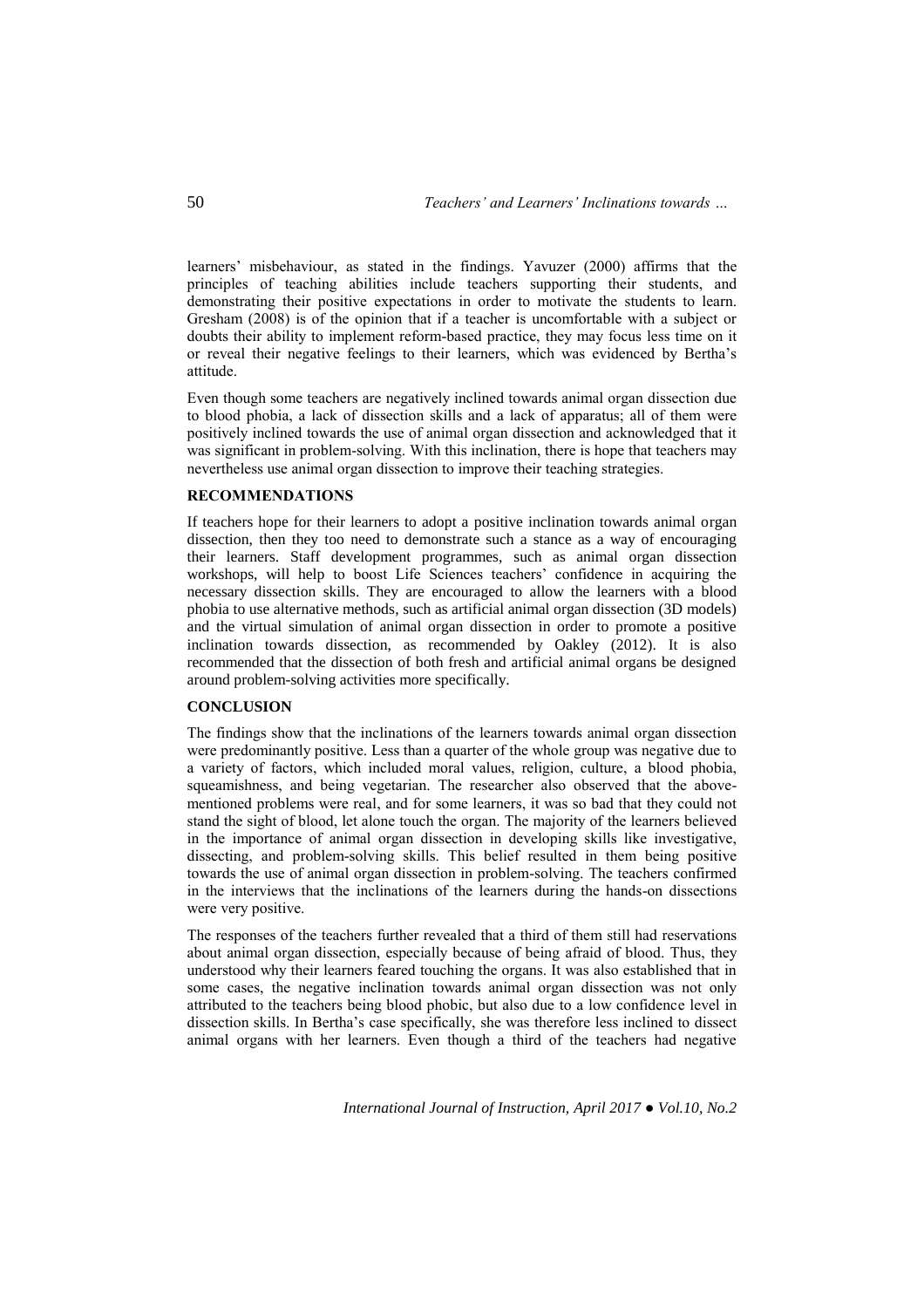learners' misbehaviour, as stated in the findings. Yavuzer (2000) affirms that the principles of teaching abilities include teachers supporting their students, and demonstrating their positive expectations in order to motivate the students to learn. Gresham (2008) is of the opinion that if a teacher is uncomfortable with a subject or doubts their ability to implement reform-based practice, they may focus less time on it or reveal their negative feelings to their learners, which was evidenced by Bertha's attitude.

Even though some teachers are negatively inclined towards animal organ dissection due to blood phobia, a lack of dissection skills and a lack of apparatus; all of them were positively inclined towards the use of animal organ dissection and acknowledged that it was significant in problem-solving. With this inclination, there is hope that teachers may nevertheless use animal organ dissection to improve their teaching strategies.

## RECOMMENDATIONS

If teachers hope for their learners to adopt a positive inclination towards animal organ dissection, then they too need to demonstrate such a stance as a way of encouraging their learners. Staff development programmes, such as animal organ dissection workshops, will help to boost Life Sciences teachers' confidence in acquiring the necessary dissection skills. They are encouraged to allow the learners with a blood phobia to use alternative methods, such as artificial animal organ dissection (3D models) and the virtual simulation of animal organ dissection in order to promote a positive inclination towards dissection, as recommended by Oakley (2012). It is also recommended that the dissection of both fresh and artificial animal organs be designed around problem-solving activities more specifically.

## CONCLUSION

The findings show that the inclinations of the learners towards animal organ dissection were predominantly positive. Less than a quarter of the whole group was negative due to a variety of factors, which included moral values, religion, culture, a blood phobia, squeamishness, and being vegetarian. The researcher also observed that the above-mentioned problems were real, and for some learners, it was so bad that they could not stand the sight of blood, let alone touch the organ. The majority of the learners believed in the importance of animal organ dissection in developing skills like investigative, dissecting, and problem-solving skills. This belief resulted in them being positive towards the use of animal organ dissection in problem-solving. The teachers confirmed in the interviews that the inclinations of the learners during the hands-on dissections were very positive.

The responses of the teachers further revealed that a third of them still had reservations about animal organ dissection, especially because of being afraid of blood. Thus, they understood why their learners feared touching the organs. It was also established that in some cases, the negative inclination towards animal organ dissection was not only attributed to the teachers being blood phobic, but also due to a low confidence level in dissection skills. In Bertha's case specifically, she was therefore less inclined to dissect animal organs with her learners. Even though a third of the teachers had negative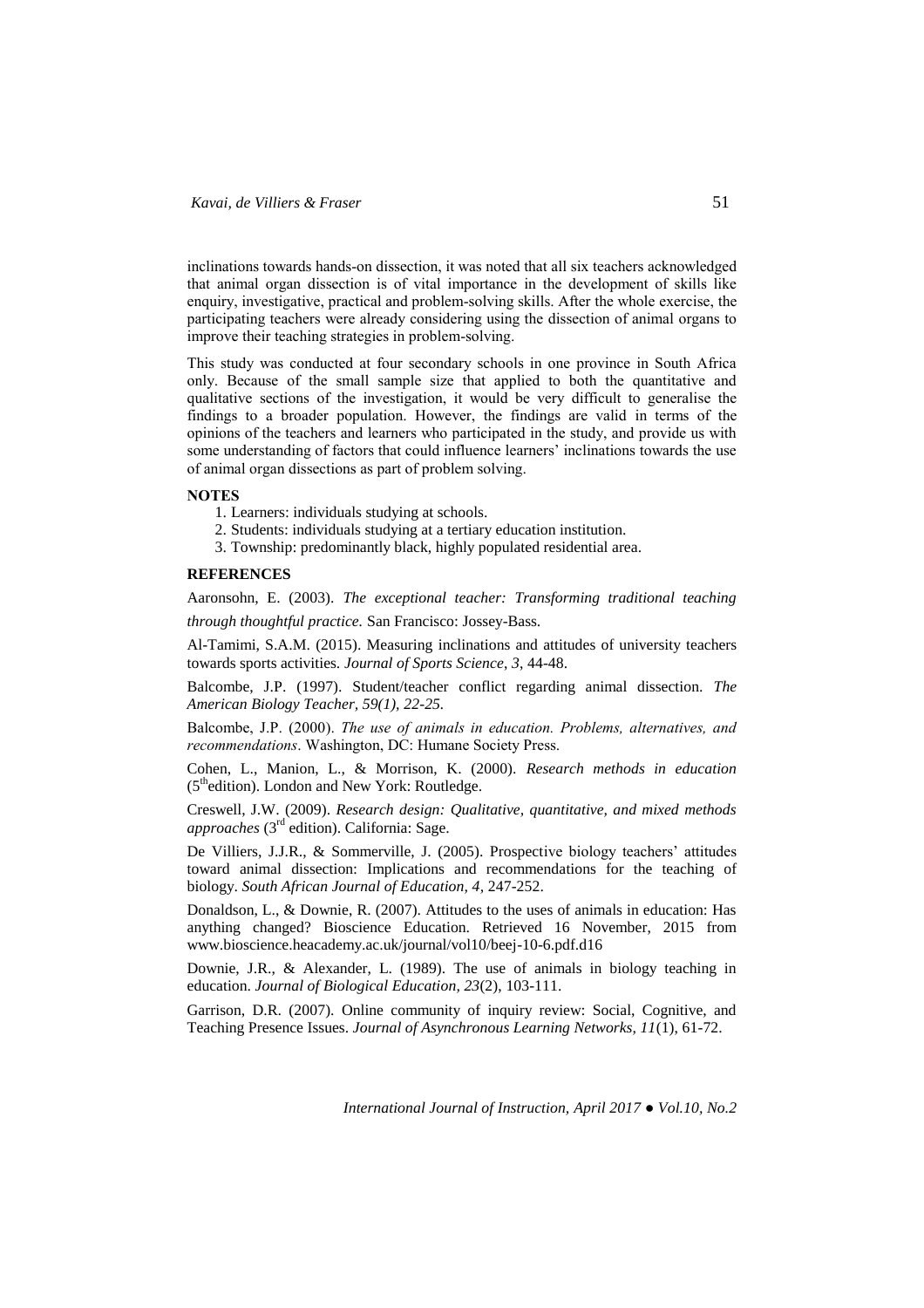inclinations towards hands-on dissection, it was noted that all six teachers acknowledged that animal organ dissection is of vital importance in the development of skills like enquiry, investigative, practical and problem-solving skills. After the whole exercise, the participating teachers were already considering using the dissection of animal organs to improve their teaching strategies in problem-solving.

This study was conducted at four secondary schools in one province in South Africa only. Because of the small sample size that applied to both the quantitative and qualitative sections of the investigation, it would be very difficult to generalise the findings to a broader population. However, the findings are valid in terms of the opinions of the teachers and learners who participated in the study, and provide us with some understanding of factors that could influence learners' inclinations towards the use of animal organ dissections as part of problem solving.

**NOTES**

1. Learners: individuals studying at schools.
2. Students: individuals studying at a tertiary education institution.
3. Township: predominantly black, highly populated residential area.

**REFERENCES**

Aaronsohn, E. (2003). *The exceptional teacher: Transforming traditional teaching through thoughtful practice.* San Francisco: Jossey-Bass.

Al-Tamimi, S.A.M. (2015). Measuring inclinations and attitudes of university teachers towards sports activities. *Journal of Sports Science, 3*, 44-48.

Balcombe, J.P. (1997). Student/teacher conflict regarding animal dissection. *The American Biology Teacher, 59(1), 22-25.*

Balcombe, J.P. (2000). *The use of animals in education. Problems, alternatives, and recommendations*. Washington, DC: Humane Society Press.

Cohen, L., Manion, L., & Morrison, K. (2000). *Research methods in education* (5thedition). London and New York: Routledge.

Creswell, J.W. (2009). *Research design: Qualitative, quantitative, and mixed methods approaches* (3rd edition). California: Sage.

De Villiers, J.J.R., & Sommerville, J. (2005). Prospective biology teachers' attitudes toward animal dissection: Implications and recommendations for the teaching of biology. *South African Journal of Education, 4,* 247-252.

Donaldson, L., & Downie, R. (2007). Attitudes to the uses of animals in education: Has anything changed? Bioscience Education. Retrieved 16 November, 2015 from www.bioscience.heacademy.ac.uk/journal/vol10/beej-10-6.pdf.d16

Downie, J.R., & Alexander, L. (1989). The use of animals in biology teaching in education. *Journal of Biological Education, 23*(2), 103-111.

Garrison, D.R. (2007). Online community of inquiry review: Social, Cognitive, and Teaching Presence Issues. *Journal of Asynchronous Learning Networks, 11*(1), 61-72.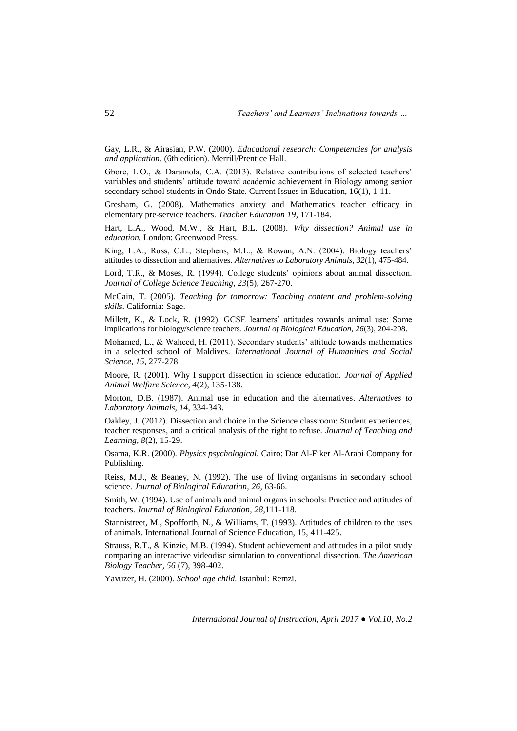Gay, L.R., & Airasian, P.W. (2000). *Educational research: Competencies for analysis and application.* (6th edition). Merrill/Prentice Hall.

Gbore, L.O., & Daramola, C.A. (2013). Relative contributions of selected teachers' variables and students' attitude toward academic achievement in Biology among senior secondary school students in Ondo State. Current Issues in Education, 16(1), 1-11.

Gresham, G. (2008). Mathematics anxiety and Mathematics teacher efficacy in elementary pre-service teachers. *Teacher Education 19*, 171-184.

Hart, L.A., Wood, M.W., & Hart, B.L. (2008). *Why dissection? Animal use in education.* London: Greenwood Press.

King, L.A., Ross, C.L., Stephens, M.L., & Rowan, A.N. (2004). Biology teachers' attitudes to dissection and alternatives. *Alternatives to Laboratory Animals, 32*(1), 475-484.

Lord, T.R., & Moses, R. (1994). College students' opinions about animal dissection. *Journal of College Science Teaching, 23*(5), 267-270.

McCain, T. (2005). *Teaching for tomorrow: Teaching content and problem-solving skills.* California: Sage.

Millett, K., & Lock, R. (1992). GCSE learners' attitudes towards animal use: Some implications for biology/science teachers. *Journal of Biological Education, 26*(3), 204-208.

Mohamed, L., & Waheed, H. (2011). Secondary students' attitude towards mathematics in a selected school of Maldives. *International Journal of Humanities and Social Science, 15*, 277-278.

Moore, R. (2001). Why I support dissection in science education. *Journal of Applied Animal Welfare Science, 4*(2), 135-138.

Morton, D.B. (1987). Animal use in education and the alternatives. *Alternatives to Laboratory Animals, 14*, 334-343.

Oakley, J. (2012). Dissection and choice in the Science classroom: Student experiences, teacher responses, and a critical analysis of the right to refuse. *Journal of Teaching and Learning, 8*(2), 15-29.

Osama, K.R. (2000). *Physics psychological.* Cairo: Dar Al-Fiker Al-Arabi Company for Publishing.

Reiss, M.J., & Beaney, N. (1992). The use of living organisms in secondary school science. *Journal of Biological Education, 26*, 63-66.

Smith, W. (1994). Use of animals and animal organs in schools: Practice and attitudes of teachers. *Journal of Biological Education, 28*,111-118.

Stannistreet, M., Spofforth, N., & Williams, T. (1993). Attitudes of children to the uses of animals. International Journal of Science Education, 15, 411-425.

Strauss, R.T., & Kinzie, M.B. (1994). Student achievement and attitudes in a pilot study comparing an interactive videodisc simulation to conventional dissection. *The American Biology Teacher, 56* (7), 398-402.

Yavuzer, H. (2000). *School age child.* Istanbul: Remzi.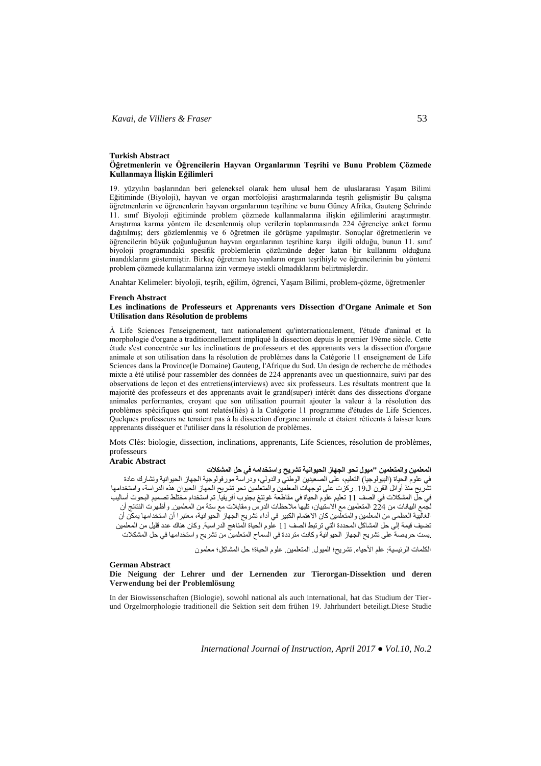**Turkish Abstract**

**Öğretmenlerin ve Öğrencilerin Hayvan Organlarının Teşrihi ve Bunu Problem Çözmede Kullanmaya İlişkin Eğilimleri**

19. yüzyılın başlarından beri geleneksel olarak hem ulusal hem de uluslararası Yaşam Bilimi Eğitiminde (Biyoloji), hayvan ve organ morfolojisi araştırmalarında teşrih gelişmiştir Bu çalışma öğretmenlerin ve öğrenenlerin hayvan organlarının teşrihine ve bunu Güney Afrika, Gauteng Şehrinde 11. sınıf Biyoloji eğitiminde problem çözmede kullanmalarına ilişkin eğilimlerini araştırmıştır. Araştırma karma yöntem ile desenlenmiş olup verilerin toplanmasında 224 öğrenciye anket formu dağıtılmış; ders gözlemlenmiş ve 6 öğretmen ile görüşme yapılmıştır. Sonuçlar öğretmenlerin ve öğrencilerin büyük çoğunluğunun hayvan organlarının teşrihine karşı ilgili olduğu, bunun 11. sınıf biyoloji programındaki spesifik problemlerin çözümünde değer katan bir kullanımı olduğuna inandıklarını göstermiştir. Birkaç öğretmen hayvanların organ teşrihiyle ve öğrencilerinin bu yöntemi problem çözmede kullanmalarına izin vermeye istekli olmadıklarını belirtmişlerdir.

Anahtar Kelimeler: biyoloji, teşrih, eğilim, öğrenci, Yaşam Bilimi, problem-çözme, öğretmenler

**French Abstract**

**Les inclinations de Professeurs et Apprenants vers Dissection d'Organe Animale et Son Utilisation dans Résolution de problems**

À Life Sciences l'enseignement, tant nationalement qu'internationalement, l'étude d'animal et la morphologie d'organe a traditionnellement impliqué la dissection depuis le premier 19ème siècle. Cette étude s'est concentrée sur les inclinations de professeurs et des apprenants vers la dissection d'organe animale et son utilisation dans la résolution de problèmes dans la Catégorie 11 enseignement de Life Sciences dans la Province(le Domaine) Gauteng, l'Afrique du Sud. Un design de recherche de méthodes mixte a été utilisé pour rassembler des données de 224 apprenants avec un questionnaire, suivi par des observations de leçon et des entretiens(interviews) avec six professeurs. Les résultats montrent que la majorité des professeurs et des apprenants avait le grand(super) intérêt dans des dissections d'organe animales performantes, croyant que son utilisation pourrait ajouter la valeur à la résolution des problèmes spécifiques qui sont relatés(liés) à la Catégorie 11 programme d'études de Life Sciences. Quelques professeurs ne tenaient pas à la dissection d'organe animale et étaient réticents à laisser leurs apprenants disséquer et l'utiliser dans la résolution de problèmes.

Mots Clés: biologie, dissection, inclinations, apprenants, Life Sciences, résolution de problèmes, professeurs

**Arabic Abstract**

**المعلمين والمتعلمين "ميول نحو الجهاز الحيوانية تشريح واستخدامه في حل المشكلات**

في علوم الحياة (البيولوجيا) التعليم، على الصعيدين الوطني والدولي، ودراسة مورفولوجية الجهاز الحيوانية وتشارك عادة تشريح منذ أوائل القرن ال19. ركزت على توجهات المعلمين والمتعلمين نحو تشريح الجهاز الحيوان هذه الدراسة، واستخدامها في حل المشكلات في الصف 11 تعليم علوم الحياة في مقاطعة غوتنغ بجنوب أفريقيا. تم استخدام مختلط تصميم البحوث أساليب لجمع البيانات من 224 المتعلمين مع الاستبيان، تليها ملاحظات الدرس ومقابلات مع ستة من المعلمين. وأظهرت النتائج أن الغالبية العظمى من المعلمين والمتعلمين كان الاهتمام الكبير في أداء تشريح الجهاز الحيوانية، معتبرا أن استخدامها يمكن أن تضيف قيمة إلى حل المشاكل المحددة التي ترتبط الصف 11 علوم الحياة المناهج الدراسية. وكان هناك عدد قليل من المعلمين .يست حريصة على تشريح الجهاز الحيوانية وكانت مترددة في السماح المتعلمين من تشريح واستخدامها في حل المشكلات

الكلمات الرئيسية: علم الأحياء. تشريح؛ الميول. المتعلمين. علوم الحياة؛ حل المشاكل؛ معلمون

**German Abstract**

**Die Neigung der Lehrer und der Lernenden zur Tierorgan-Dissektion und deren Verwendung bei der Problemlösung**

In der Biowissenschaften (Biologie), sowohl national als auch international, hat das Studium der Tier- und Orgelmorphologie traditionell die Sektion seit dem frühen 19. Jahrhundert beteiligt.Diese Studie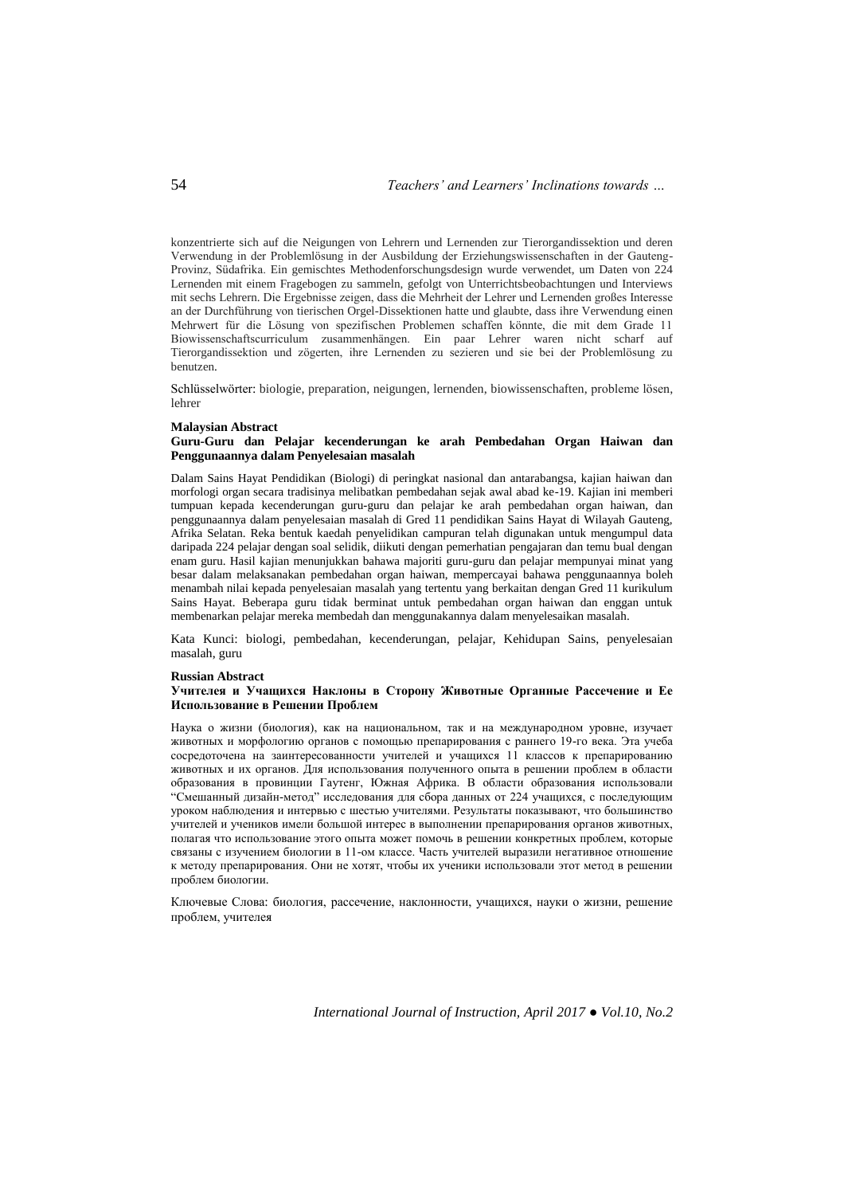konzentrierte sich auf die Neigungen von Lehrern und Lernenden zur Tierorgandissektion und deren Verwendung in der Problemlösung in der Ausbildung der Erziehungswissenschaften in der Gauteng-Provinz, Südafrika. Ein gemischtes Methodenforschungsdesign wurde verwendet, um Daten von 224 Lernenden mit einem Fragebogen zu sammeln, gefolgt von Unterrichtsbeobachtungen und Interviews mit sechs Lehrern. Die Ergebnisse zeigen, dass die Mehrheit der Lehrer und Lernenden großes Interesse an der Durchführung von tierischen Orgel-Dissektionen hatte und glaubte, dass ihre Verwendung einen Mehrwert für die Lösung von spezifischen Problemen schaffen könnte, die mit dem Grade 11 Biowissenschaftscurriculum zusammenhängen. Ein paar Lehrer waren nicht scharf auf Tierorgandissektion und zögerten, ihre Lernenden zu sezieren und sie bei der Problemlösung zu benutzen.

Schlüsselwörter: biologie, preparation, neigungen, lernenden, biowissenschaften, probleme lösen, lehrer

**Malaysian Abstract**

**Guru-Guru dan Pelajar kecenderungan ke arah Pembedahan Organ Haiwan dan Penggunaannya dalam Penyelesaian masalah**

Dalam Sains Hayat Pendidikan (Biologi) di peringkat nasional dan antarabangsa, kajian haiwan dan morfologi organ secara tradisinya melibatkan pembedahan sejak awal abad ke-19. Kajian ini memberi tumpuan kepada kecenderungan guru-guru dan pelajar ke arah pembedahan organ haiwan, dan penggunaannya dalam penyelesaian masalah di Gred 11 pendidikan Sains Hayat di Wilayah Gauteng, Afrika Selatan. Reka bentuk kaedah penyelidikan campuran telah digunakan untuk mengumpul data daripada 224 pelajar dengan soal selidik, diikuti dengan pemerhatian pengajaran dan temu bual dengan enam guru. Hasil kajian menunjukkan bahawa majoriti guru-guru dan pelajar mempunyai minat yang besar dalam melaksanakan pembedahan organ haiwan, mempercayai bahawa penggunaannya boleh menambah nilai kepada penyelesaian masalah yang tertentu yang berkaitan dengan Gred 11 kurikulum Sains Hayat. Beberapa guru tidak berminat untuk pembedahan organ haiwan dan enggan untuk membenarkan pelajar mereka membedah dan menggunakannya dalam menyelesaikan masalah.

Kata Kunci: biologi, pembedahan, kecenderungan, pelajar, Kehidupan Sains, penyelesaian masalah, guru

**Russian Abstract**

**Учителя и Учащихся Наклоны в Сторону Животные Органные Рассечение и Ее Использование в Решении Проблем**

Наука о жизни (биология), как на национальном, так и на международном уровне, изучает животных и морфологию органов с помощью препарирования с раннего 19-го века. Эта учеба сосредоточена на заинтересованности учителей и учащихся 11 классов к препарированию животных и их органов. Для использования полученного опыта в решении проблем в области образования в провинции Гаутенг, Южная Африка. В области образования использовали "Смешанный дизайн-метод" исследования для сбора данных от 224 учащихся, с последующим уроком наблюдения и интервью с шестью учителями. Результаты показывают, что большинство учителей и учеников имели большой интерес в выполнении препарирования органов животных, полагая что использование этого опыта может помочь в решении конкретных проблем, которые связаны с изучением биологии в 11-ом классе. Часть учителей выразили негативное отношение к методу препарирования. Они не хотят, чтобы их ученики использовали этот метод в решении проблем биологии.

Ключевые Слова: биология, рассечение, наклонности, учащихся, науки о жизни, решение проблем, учителя